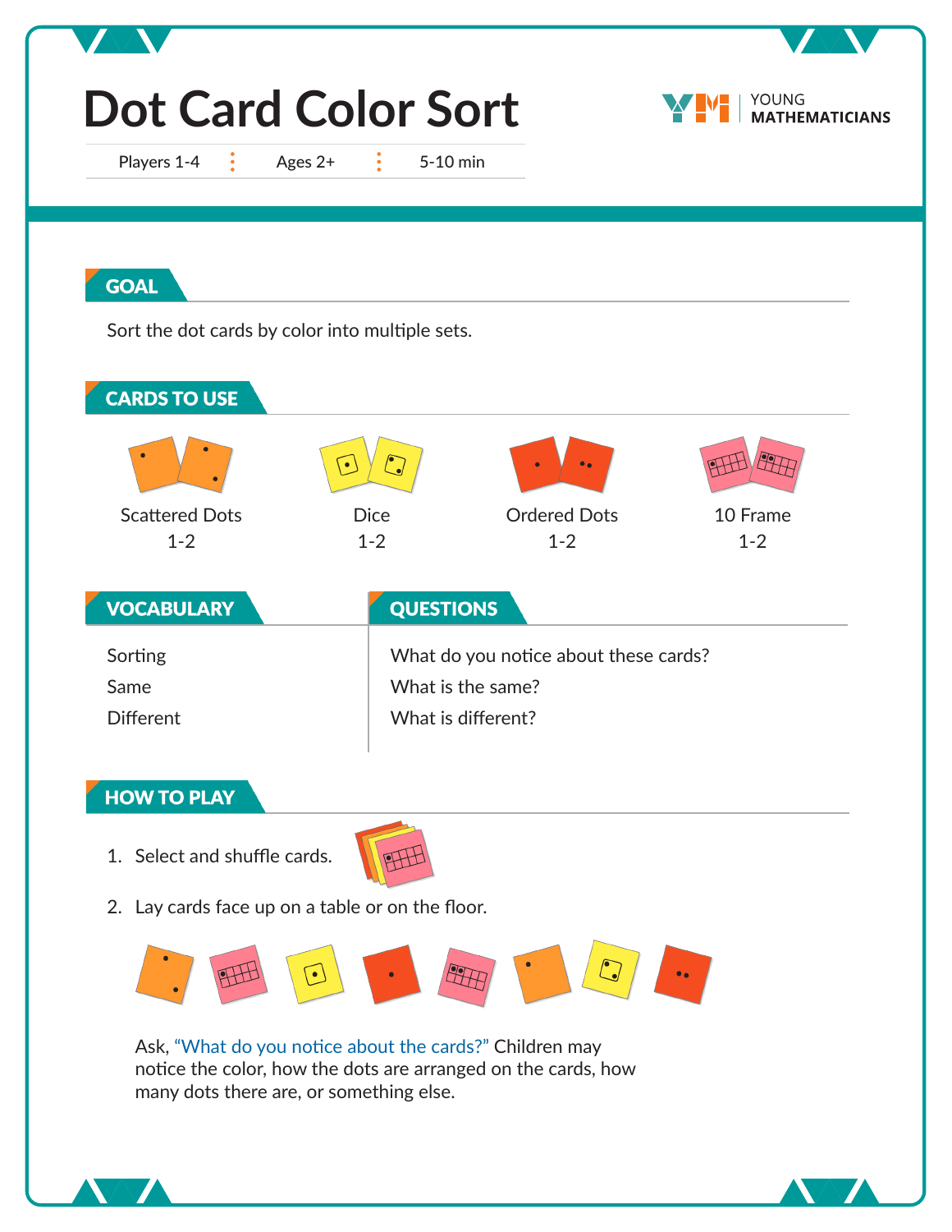# Dot Card Color Sort

Players 1-4 | Ages 2+ | 5-10 min

YOUNG MATHEMATICIANS

## GOAL

Sort the dot cards by color into multiple sets.

## CARDS TO USE

Scattered Dots 1-2

Dice 1-2

Ordered Dots 1-2

10 Frame 1-2

## VOCABULARY

Sorting

Same

Different

## QUESTIONS

What do you notice about these cards?

What is the same?

What is different?

## HOW TO PLAY

1. Select and shuffle cards.
2. Lay cards face up on a table or on the floor.

Ask, "What do you notice about the cards?" Children may notice the color, how the dots are arranged on the cards, how many dots there are, or something else.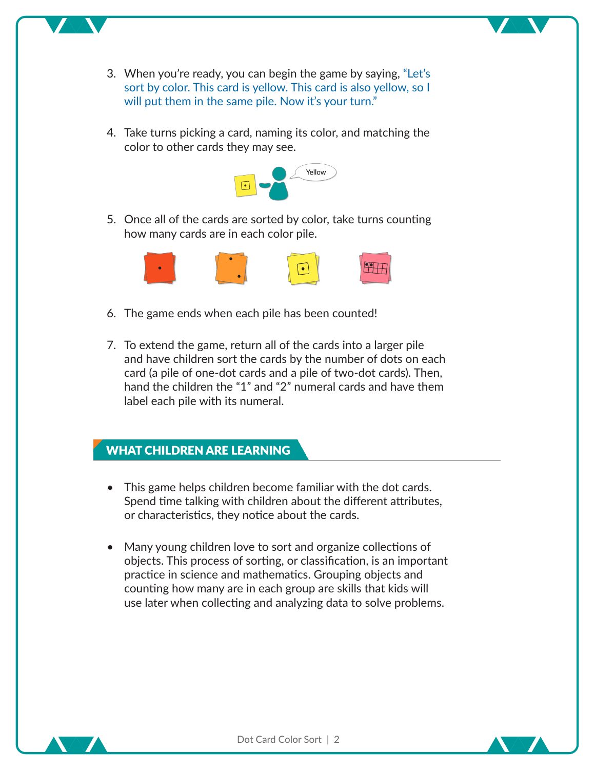3. When you're ready, you can begin the game by saying, "Let's sort by color. This card is yellow. This card is also yellow, so I will put them in the same pile. Now it's your turn."

4. Take turns picking a card, naming its color, and matching the color to other cards they may see.

5. Once all of the cards are sorted by color, take turns counting how many cards are in each color pile.

6. The game ends when each pile has been counted!

7. To extend the game, return all of the cards into a larger pile and have children sort the cards by the number of dots on each card (a pile of one-dot cards and a pile of two-dot cards). Then, hand the children the "1" and "2" numeral cards and have them label each pile with its numeral.

## WHAT CHILDREN ARE LEARNING

- This game helps children become familiar with the dot cards. Spend time talking with children about the different attributes, or characteristics, they notice about the cards.

- Many young children love to sort and organize collections of objects. This process of sorting, or classification, is an important practice in science and mathematics. Grouping objects and counting how many are in each group are skills that kids will use later when collecting and analyzing data to solve problems.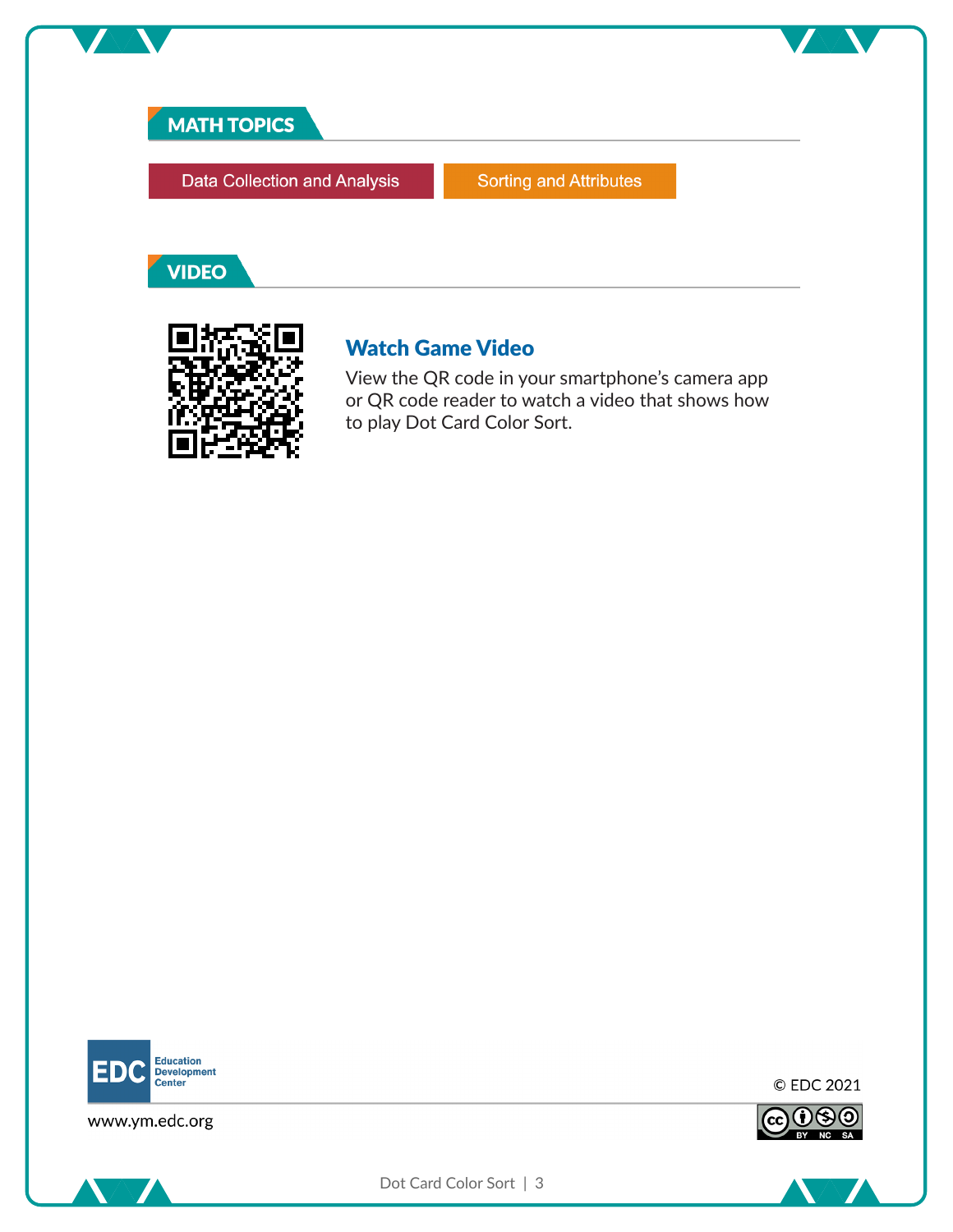## MATH TOPICS

Data Collection and Analysis

Sorting and Attributes

## VIDEO

### Watch Game Video

View the QR code in your smartphone's camera app or QR code reader to watch a video that shows how to play Dot Card Color Sort.

EDC Education Development Center

www.ym.edc.org

© EDC 2021